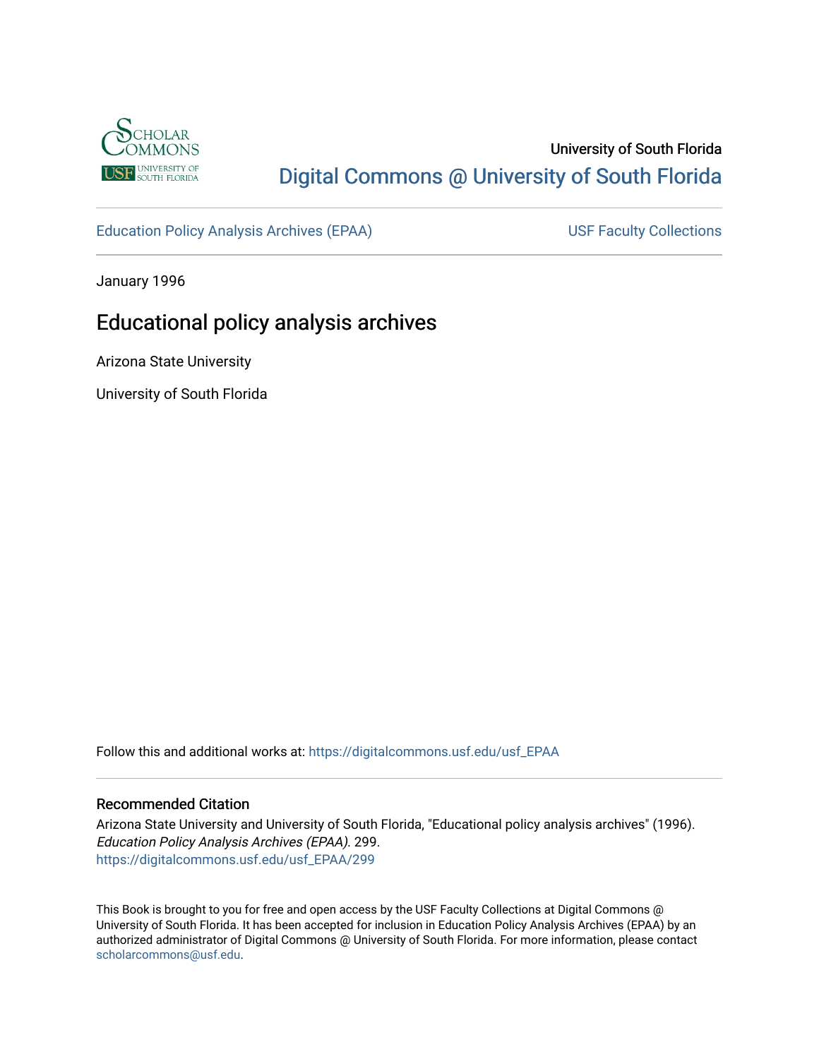University of South Florida

Digital Commons @ University of South Florida

Education Policy Analysis Archives (EPAA)

USF Faculty Collections

January 1996

# Educational policy analysis archives

Arizona State University

University of South Florida

Follow this and additional works at: https://digitalcommons.usf.edu/usf_EPAA

## Recommended Citation

Arizona State University and University of South Florida, "Educational policy analysis archives" (1996). *Education Policy Analysis Archives (EPAA)*. 299.
https://digitalcommons.usf.edu/usf_EPAA/299

This Book is brought to you for free and open access by the USF Faculty Collections at Digital Commons @ University of South Florida. It has been accepted for inclusion in Education Policy Analysis Archives (EPAA) by an authorized administrator of Digital Commons @ University of South Florida. For more information, please contact scholarcommons@usf.edu.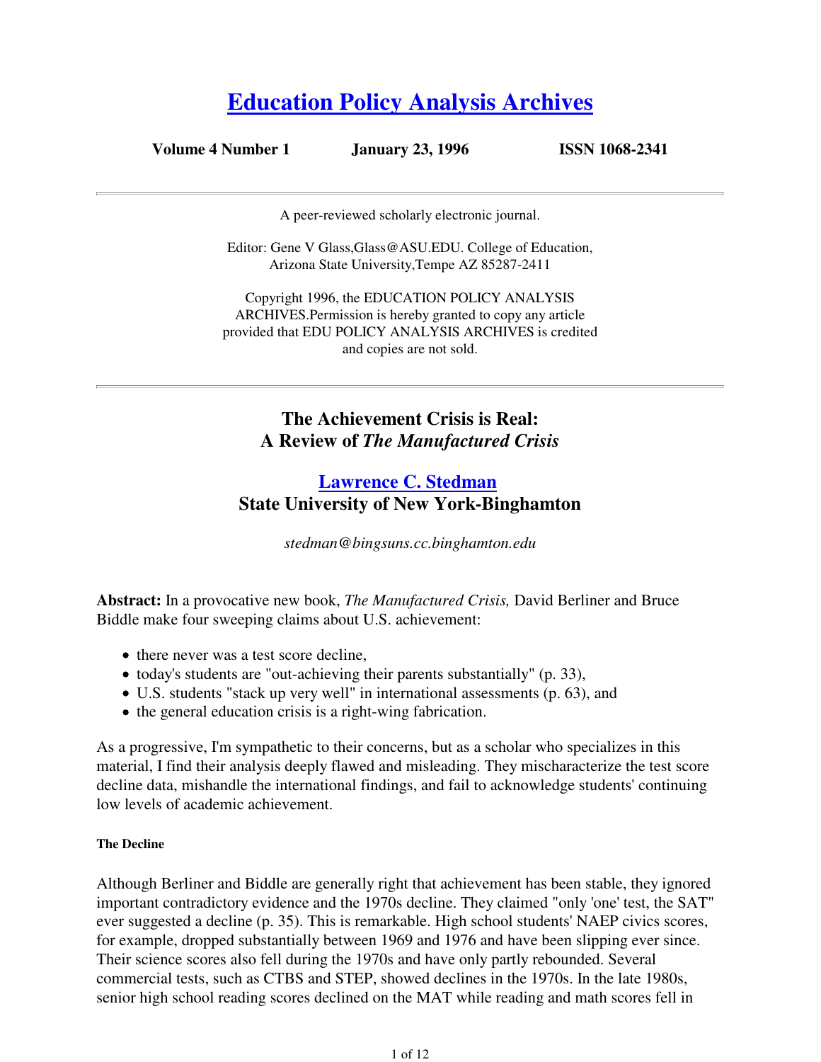# [Education Policy Analysis Archives](#)

**Volume 4 Number 1** **January 23, 1996** **ISSN 1068-2341**

---

A peer-reviewed scholarly electronic journal.

Editor: Gene V Glass,Glass@ASU.EDU. College of Education, Arizona State University,Tempe AZ 85287-2411

Copyright 1996, the EDUCATION POLICY ANALYSIS ARCHIVES.Permission is hereby granted to copy any article provided that EDU POLICY ANALYSIS ARCHIVES is credited and copies are not sold.

---

## The Achievement Crisis is Real: A Review of *The Manufactured Crisis*

### [Lawrence C. Stedman](#)
### State University of New York-Binghamton

*stedman@bingsuns.cc.binghamton.edu*

**Abstract:** In a provocative new book, *The Manufactured Crisis,* David Berliner and Bruce Biddle make four sweeping claims about U.S. achievement:

- there never was a test score decline,
- today's students are "out-achieving their parents substantially" (p. 33),
- U.S. students "stack up very well" in international assessments (p. 63), and
- the general education crisis is a right-wing fabrication.

As a progressive, I'm sympathetic to their concerns, but as a scholar who specializes in this material, I find their analysis deeply flawed and misleading. They mischaracterize the test score decline data, mishandle the international findings, and fail to acknowledge students' continuing low levels of academic achievement.

#### The Decline

Although Berliner and Biddle are generally right that achievement has been stable, they ignored important contradictory evidence and the 1970s decline. They claimed "only 'one' test, the SAT" ever suggested a decline (p. 35). This is remarkable. High school students' NAEP civics scores, for example, dropped substantially between 1969 and 1976 and have been slipping ever since. Their science scores also fell during the 1970s and have only partly rebounded. Several commercial tests, such as CTBS and STEP, showed declines in the 1970s. In the late 1980s, senior high school reading scores declined on the MAT while reading and math scores fell in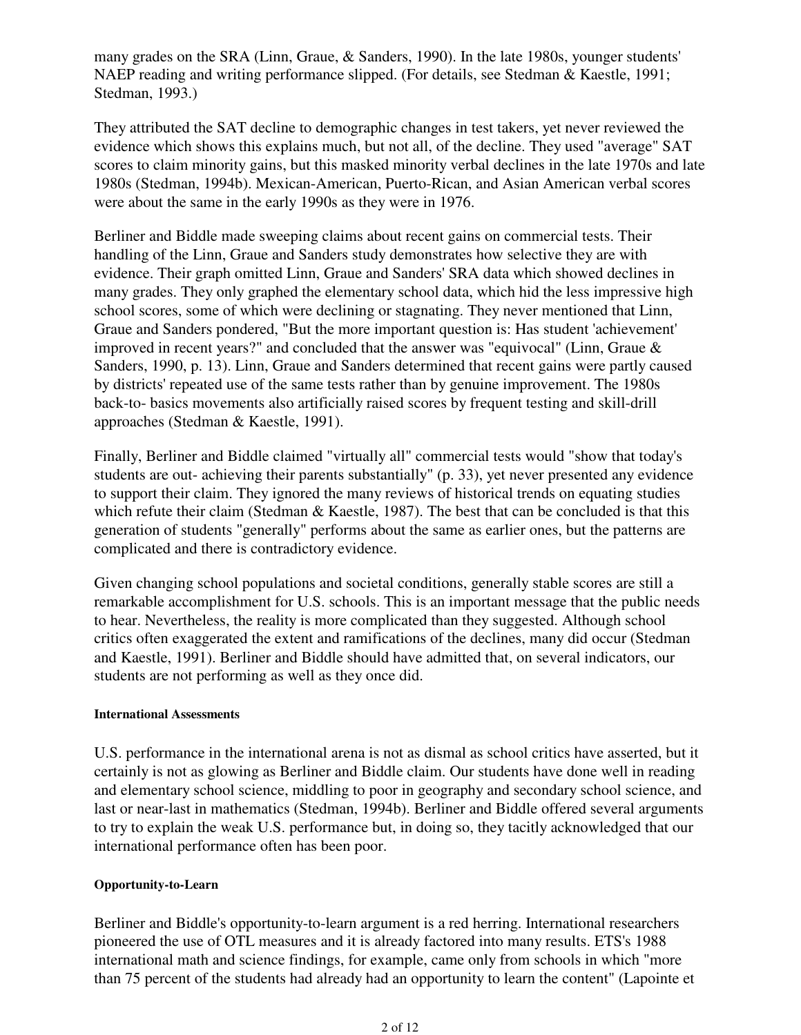many grades on the SRA (Linn, Graue, & Sanders, 1990). In the late 1980s, younger students' NAEP reading and writing performance slipped. (For details, see Stedman & Kaestle, 1991; Stedman, 1993.)

They attributed the SAT decline to demographic changes in test takers, yet never reviewed the evidence which shows this explains much, but not all, of the decline. They used "average" SAT scores to claim minority gains, but this masked minority verbal declines in the late 1970s and late 1980s (Stedman, 1994b). Mexican-American, Puerto-Rican, and Asian American verbal scores were about the same in the early 1990s as they were in 1976.

Berliner and Biddle made sweeping claims about recent gains on commercial tests. Their handling of the Linn, Graue and Sanders study demonstrates how selective they are with evidence. Their graph omitted Linn, Graue and Sanders' SRA data which showed declines in many grades. They only graphed the elementary school data, which hid the less impressive high school scores, some of which were declining or stagnating. They never mentioned that Linn, Graue and Sanders pondered, "But the more important question is: Has student 'achievement' improved in recent years?" and concluded that the answer was "equivocal" (Linn, Graue & Sanders, 1990, p. 13). Linn, Graue and Sanders determined that recent gains were partly caused by districts' repeated use of the same tests rather than by genuine improvement. The 1980s back-to- basics movements also artificially raised scores by frequent testing and skill-drill approaches (Stedman & Kaestle, 1991).

Finally, Berliner and Biddle claimed "virtually all" commercial tests would "show that today's students are out- achieving their parents substantially" (p. 33), yet never presented any evidence to support their claim. They ignored the many reviews of historical trends on equating studies which refute their claim (Stedman & Kaestle, 1987). The best that can be concluded is that this generation of students "generally" performs about the same as earlier ones, but the patterns are complicated and there is contradictory evidence.

Given changing school populations and societal conditions, generally stable scores are still a remarkable accomplishment for U.S. schools. This is an important message that the public needs to hear. Nevertheless, the reality is more complicated than they suggested. Although school critics often exaggerated the extent and ramifications of the declines, many did occur (Stedman and Kaestle, 1991). Berliner and Biddle should have admitted that, on several indicators, our students are not performing as well as they once did.

#### International Assessments

U.S. performance in the international arena is not as dismal as school critics have asserted, but it certainly is not as glowing as Berliner and Biddle claim. Our students have done well in reading and elementary school science, middling to poor in geography and secondary school science, and last or near-last in mathematics (Stedman, 1994b). Berliner and Biddle offered several arguments to try to explain the weak U.S. performance but, in doing so, they tacitly acknowledged that our international performance often has been poor.

#### Opportunity-to-Learn

Berliner and Biddle's opportunity-to-learn argument is a red herring. International researchers pioneered the use of OTL measures and it is already factored into many results. ETS's 1988 international math and science findings, for example, came only from schools in which "more than 75 percent of the students had already had an opportunity to learn the content" (Lapointe et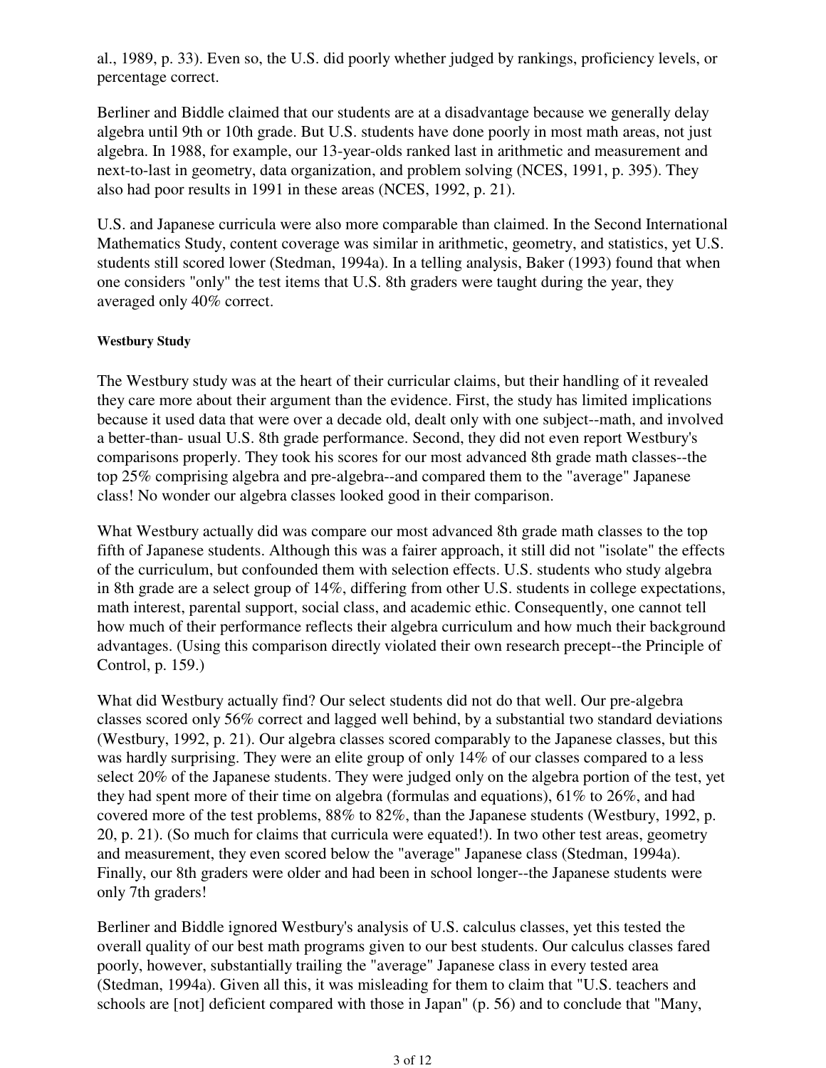al., 1989, p. 33). Even so, the U.S. did poorly whether judged by rankings, proficiency levels, or percentage correct.

Berliner and Biddle claimed that our students are at a disadvantage because we generally delay algebra until 9th or 10th grade. But U.S. students have done poorly in most math areas, not just algebra. In 1988, for example, our 13-year-olds ranked last in arithmetic and measurement and next-to-last in geometry, data organization, and problem solving (NCES, 1991, p. 395). They also had poor results in 1991 in these areas (NCES, 1992, p. 21).

U.S. and Japanese curricula were also more comparable than claimed. In the Second International Mathematics Study, content coverage was similar in arithmetic, geometry, and statistics, yet U.S. students still scored lower (Stedman, 1994a). In a telling analysis, Baker (1993) found that when one considers "only" the test items that U.S. 8th graders were taught during the year, they averaged only 40% correct.

#### Westbury Study

The Westbury study was at the heart of their curricular claims, but their handling of it revealed they care more about their argument than the evidence. First, the study has limited implications because it used data that were over a decade old, dealt only with one subject--math, and involved a better-than- usual U.S. 8th grade performance. Second, they did not even report Westbury's comparisons properly. They took his scores for our most advanced 8th grade math classes--the top 25% comprising algebra and pre-algebra--and compared them to the "average" Japanese class! No wonder our algebra classes looked good in their comparison.

What Westbury actually did was compare our most advanced 8th grade math classes to the top fifth of Japanese students. Although this was a fairer approach, it still did not "isolate" the effects of the curriculum, but confounded them with selection effects. U.S. students who study algebra in 8th grade are a select group of 14%, differing from other U.S. students in college expectations, math interest, parental support, social class, and academic ethic. Consequently, one cannot tell how much of their performance reflects their algebra curriculum and how much their background advantages. (Using this comparison directly violated their own research precept--the Principle of Control, p. 159.)

What did Westbury actually find? Our select students did not do that well. Our pre-algebra classes scored only 56% correct and lagged well behind, by a substantial two standard deviations (Westbury, 1992, p. 21). Our algebra classes scored comparably to the Japanese classes, but this was hardly surprising. They were an elite group of only 14% of our classes compared to a less select 20% of the Japanese students. They were judged only on the algebra portion of the test, yet they had spent more of their time on algebra (formulas and equations), 61% to 26%, and had covered more of the test problems, 88% to 82%, than the Japanese students (Westbury, 1992, p. 20, p. 21). (So much for claims that curricula were equated!). In two other test areas, geometry and measurement, they even scored below the "average" Japanese class (Stedman, 1994a). Finally, our 8th graders were older and had been in school longer--the Japanese students were only 7th graders!

Berliner and Biddle ignored Westbury's analysis of U.S. calculus classes, yet this tested the overall quality of our best math programs given to our best students. Our calculus classes fared poorly, however, substantially trailing the "average" Japanese class in every tested area (Stedman, 1994a). Given all this, it was misleading for them to claim that "U.S. teachers and schools are [not] deficient compared with those in Japan" (p. 56) and to conclude that "Many,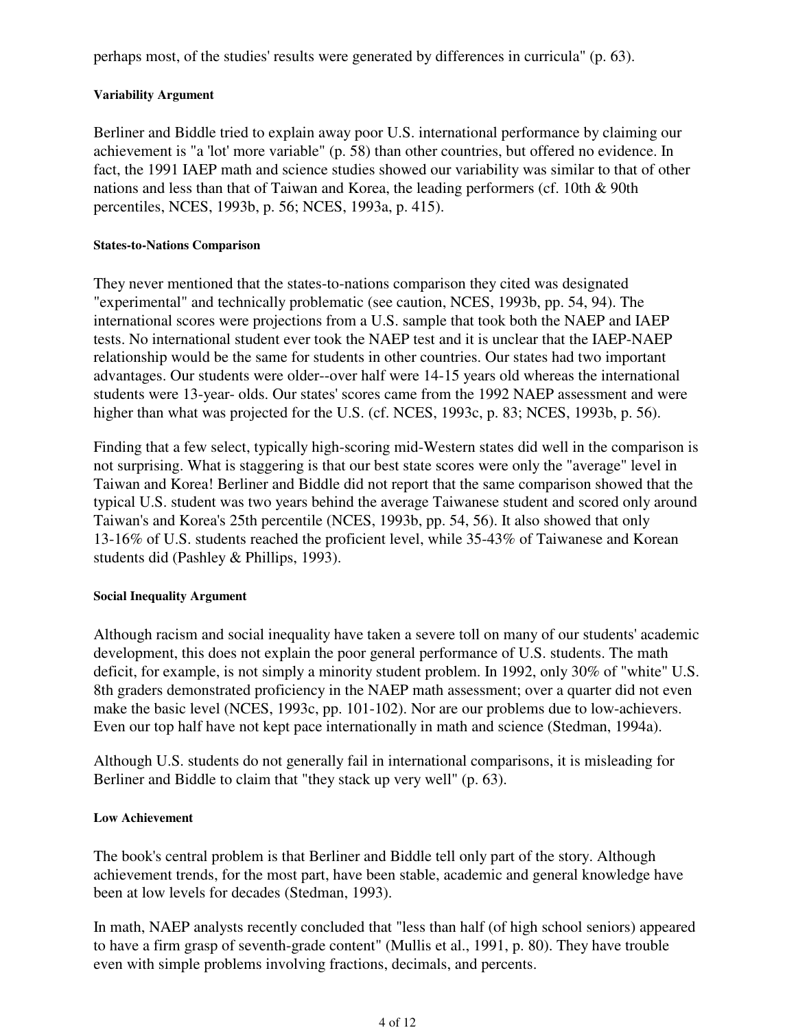perhaps most, of the studies' results were generated by differences in curricula" (p. 63).

#### Variability Argument

Berliner and Biddle tried to explain away poor U.S. international performance by claiming our achievement is "a 'lot' more variable" (p. 58) than other countries, but offered no evidence. In fact, the 1991 IAEP math and science studies showed our variability was similar to that of other nations and less than that of Taiwan and Korea, the leading performers (cf. 10th & 90th percentiles, NCES, 1993b, p. 56; NCES, 1993a, p. 415).

#### States-to-Nations Comparison

They never mentioned that the states-to-nations comparison they cited was designated "experimental" and technically problematic (see caution, NCES, 1993b, pp. 54, 94). The international scores were projections from a U.S. sample that took both the NAEP and IAEP tests. No international student ever took the NAEP test and it is unclear that the IAEP-NAEP relationship would be the same for students in other countries. Our states had two important advantages. Our students were older--over half were 14-15 years old whereas the international students were 13-year- olds. Our states' scores came from the 1992 NAEP assessment and were higher than what was projected for the U.S. (cf. NCES, 1993c, p. 83; NCES, 1993b, p. 56).

Finding that a few select, typically high-scoring mid-Western states did well in the comparison is not surprising. What is staggering is that our best state scores were only the "average" level in Taiwan and Korea! Berliner and Biddle did not report that the same comparison showed that the typical U.S. student was two years behind the average Taiwanese student and scored only around Taiwan's and Korea's 25th percentile (NCES, 1993b, pp. 54, 56). It also showed that only 13-16% of U.S. students reached the proficient level, while 35-43% of Taiwanese and Korean students did (Pashley & Phillips, 1993).

#### Social Inequality Argument

Although racism and social inequality have taken a severe toll on many of our students' academic development, this does not explain the poor general performance of U.S. students. The math deficit, for example, is not simply a minority student problem. In 1992, only 30% of "white" U.S. 8th graders demonstrated proficiency in the NAEP math assessment; over a quarter did not even make the basic level (NCES, 1993c, pp. 101-102). Nor are our problems due to low-achievers. Even our top half have not kept pace internationally in math and science (Stedman, 1994a).

Although U.S. students do not generally fail in international comparisons, it is misleading for Berliner and Biddle to claim that "they stack up very well" (p. 63).

#### Low Achievement

The book's central problem is that Berliner and Biddle tell only part of the story. Although achievement trends, for the most part, have been stable, academic and general knowledge have been at low levels for decades (Stedman, 1993).

In math, NAEP analysts recently concluded that "less than half (of high school seniors) appeared to have a firm grasp of seventh-grade content" (Mullis et al., 1991, p. 80). They have trouble even with simple problems involving fractions, decimals, and percents.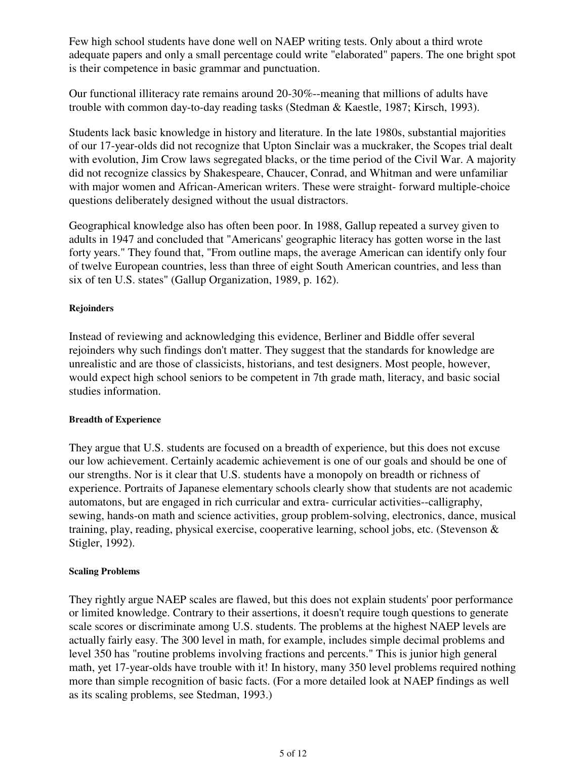Few high school students have done well on NAEP writing tests. Only about a third wrote adequate papers and only a small percentage could write "elaborated" papers. The one bright spot is their competence in basic grammar and punctuation.

Our functional illiteracy rate remains around 20-30%--meaning that millions of adults have trouble with common day-to-day reading tasks (Stedman & Kaestle, 1987; Kirsch, 1993).

Students lack basic knowledge in history and literature. In the late 1980s, substantial majorities of our 17-year-olds did not recognize that Upton Sinclair was a muckraker, the Scopes trial dealt with evolution, Jim Crow laws segregated blacks, or the time period of the Civil War. A majority did not recognize classics by Shakespeare, Chaucer, Conrad, and Whitman and were unfamiliar with major women and African-American writers. These were straight- forward multiple-choice questions deliberately designed without the usual distractors.

Geographical knowledge also has often been poor. In 1988, Gallup repeated a survey given to adults in 1947 and concluded that "Americans' geographic literacy has gotten worse in the last forty years." They found that, "From outline maps, the average American can identify only four of twelve European countries, less than three of eight South American countries, and less than six of ten U.S. states" (Gallup Organization, 1989, p. 162).

#### Rejoinders

Instead of reviewing and acknowledging this evidence, Berliner and Biddle offer several rejoinders why such findings don't matter. They suggest that the standards for knowledge are unrealistic and are those of classicists, historians, and test designers. Most people, however, would expect high school seniors to be competent in 7th grade math, literacy, and basic social studies information.

#### Breadth of Experience

They argue that U.S. students are focused on a breadth of experience, but this does not excuse our low achievement. Certainly academic achievement is one of our goals and should be one of our strengths. Nor is it clear that U.S. students have a monopoly on breadth or richness of experience. Portraits of Japanese elementary schools clearly show that students are not academic automatons, but are engaged in rich curricular and extra- curricular activities--calligraphy, sewing, hands-on math and science activities, group problem-solving, electronics, dance, musical training, play, reading, physical exercise, cooperative learning, school jobs, etc. (Stevenson & Stigler, 1992).

#### Scaling Problems

They rightly argue NAEP scales are flawed, but this does not explain students' poor performance or limited knowledge. Contrary to their assertions, it doesn't require tough questions to generate scale scores or discriminate among U.S. students. The problems at the highest NAEP levels are actually fairly easy. The 300 level in math, for example, includes simple decimal problems and level 350 has "routine problems involving fractions and percents." This is junior high general math, yet 17-year-olds have trouble with it! In history, many 350 level problems required nothing more than simple recognition of basic facts. (For a more detailed look at NAEP findings as well as its scaling problems, see Stedman, 1993.)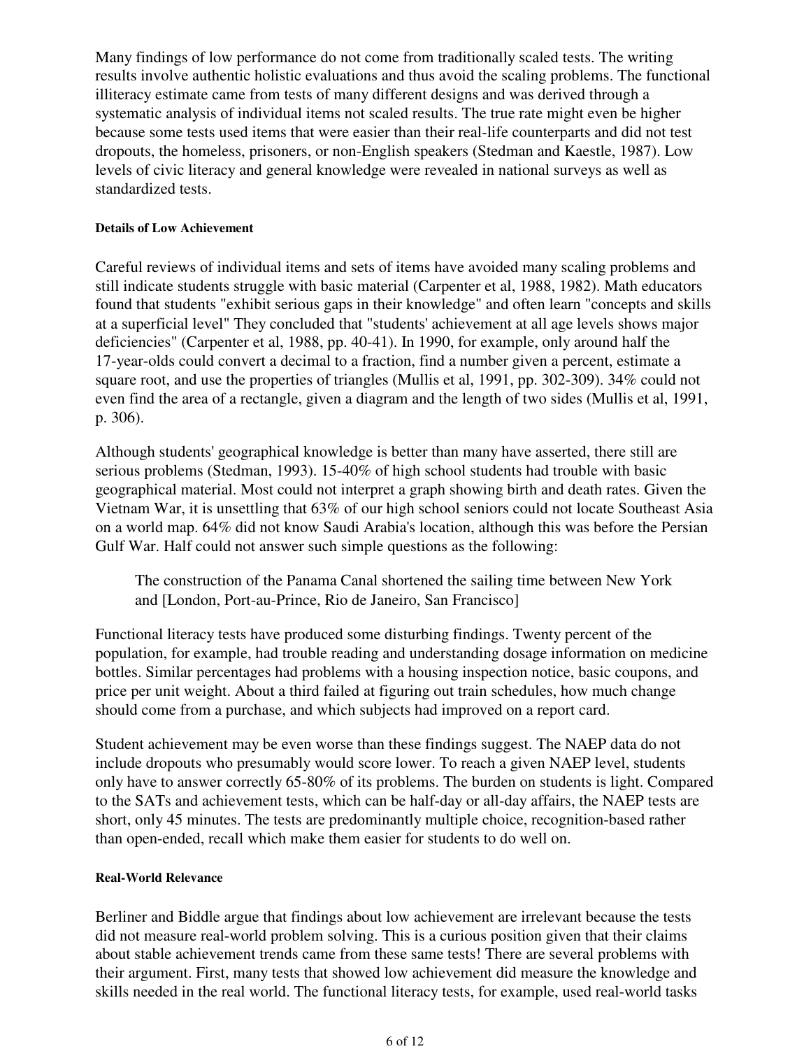Many findings of low performance do not come from traditionally scaled tests. The writing results involve authentic holistic evaluations and thus avoid the scaling problems. The functional illiteracy estimate came from tests of many different designs and was derived through a systematic analysis of individual items not scaled results. The true rate might even be higher because some tests used items that were easier than their real-life counterparts and did not test dropouts, the homeless, prisoners, or non-English speakers (Stedman and Kaestle, 1987). Low levels of civic literacy and general knowledge were revealed in national surveys as well as standardized tests.

#### Details of Low Achievement

Careful reviews of individual items and sets of items have avoided many scaling problems and still indicate students struggle with basic material (Carpenter et al, 1988, 1982). Math educators found that students "exhibit serious gaps in their knowledge" and often learn "concepts and skills at a superficial level" They concluded that "students' achievement at all age levels shows major deficiencies" (Carpenter et al, 1988, pp. 40-41). In 1990, for example, only around half the 17-year-olds could convert a decimal to a fraction, find a number given a percent, estimate a square root, and use the properties of triangles (Mullis et al, 1991, pp. 302-309). 34% could not even find the area of a rectangle, given a diagram and the length of two sides (Mullis et al, 1991, p. 306).

Although students' geographical knowledge is better than many have asserted, there still are serious problems (Stedman, 1993). 15-40% of high school students had trouble with basic geographical material. Most could not interpret a graph showing birth and death rates. Given the Vietnam War, it is unsettling that 63% of our high school seniors could not locate Southeast Asia on a world map. 64% did not know Saudi Arabia's location, although this was before the Persian Gulf War. Half could not answer such simple questions as the following:

> The construction of the Panama Canal shortened the sailing time between New York and [London, Port-au-Prince, Rio de Janeiro, San Francisco]

Functional literacy tests have produced some disturbing findings. Twenty percent of the population, for example, had trouble reading and understanding dosage information on medicine bottles. Similar percentages had problems with a housing inspection notice, basic coupons, and price per unit weight. About a third failed at figuring out train schedules, how much change should come from a purchase, and which subjects had improved on a report card.

Student achievement may be even worse than these findings suggest. The NAEP data do not include dropouts who presumably would score lower. To reach a given NAEP level, students only have to answer correctly 65-80% of its problems. The burden on students is light. Compared to the SATs and achievement tests, which can be half-day or all-day affairs, the NAEP tests are short, only 45 minutes. The tests are predominantly multiple choice, recognition-based rather than open-ended, recall which make them easier for students to do well on.

#### Real-World Relevance

Berliner and Biddle argue that findings about low achievement are irrelevant because the tests did not measure real-world problem solving. This is a curious position given that their claims about stable achievement trends came from these same tests! There are several problems with their argument. First, many tests that showed low achievement did measure the knowledge and skills needed in the real world. The functional literacy tests, for example, used real-world tasks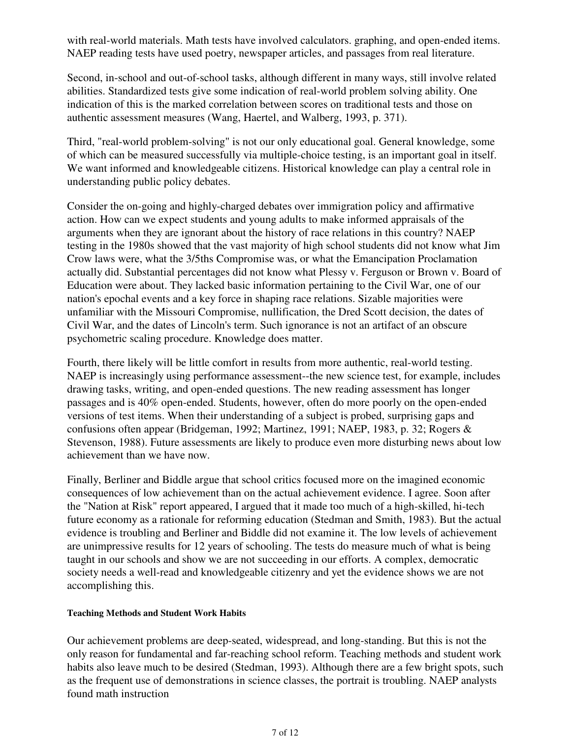with real-world materials. Math tests have involved calculators. graphing, and open-ended items. NAEP reading tests have used poetry, newspaper articles, and passages from real literature.

Second, in-school and out-of-school tasks, although different in many ways, still involve related abilities. Standardized tests give some indication of real-world problem solving ability. One indication of this is the marked correlation between scores on traditional tests and those on authentic assessment measures (Wang, Haertel, and Walberg, 1993, p. 371).

Third, "real-world problem-solving" is not our only educational goal. General knowledge, some of which can be measured successfully via multiple-choice testing, is an important goal in itself. We want informed and knowledgeable citizens. Historical knowledge can play a central role in understanding public policy debates.

Consider the on-going and highly-charged debates over immigration policy and affirmative action. How can we expect students and young adults to make informed appraisals of the arguments when they are ignorant about the history of race relations in this country? NAEP testing in the 1980s showed that the vast majority of high school students did not know what Jim Crow laws were, what the 3/5ths Compromise was, or what the Emancipation Proclamation actually did. Substantial percentages did not know what Plessy v. Ferguson or Brown v. Board of Education were about. They lacked basic information pertaining to the Civil War, one of our nation's epochal events and a key force in shaping race relations. Sizable majorities were unfamiliar with the Missouri Compromise, nullification, the Dred Scott decision, the dates of Civil War, and the dates of Lincoln's term. Such ignorance is not an artifact of an obscure psychometric scaling procedure. Knowledge does matter.

Fourth, there likely will be little comfort in results from more authentic, real-world testing. NAEP is increasingly using performance assessment--the new science test, for example, includes drawing tasks, writing, and open-ended questions. The new reading assessment has longer passages and is 40% open-ended. Students, however, often do more poorly on the open-ended versions of test items. When their understanding of a subject is probed, surprising gaps and confusions often appear (Bridgeman, 1992; Martinez, 1991; NAEP, 1983, p. 32; Rogers & Stevenson, 1988). Future assessments are likely to produce even more disturbing news about low achievement than we have now.

Finally, Berliner and Biddle argue that school critics focused more on the imagined economic consequences of low achievement than on the actual achievement evidence. I agree. Soon after the "Nation at Risk" report appeared, I argued that it made too much of a high-skilled, hi-tech future economy as a rationale for reforming education (Stedman and Smith, 1983). But the actual evidence is troubling and Berliner and Biddle did not examine it. The low levels of achievement are unimpressive results for 12 years of schooling. The tests do measure much of what is being taught in our schools and show we are not succeeding in our efforts. A complex, democratic society needs a well-read and knowledgeable citizenry and yet the evidence shows we are not accomplishing this.

#### Teaching Methods and Student Work Habits

Our achievement problems are deep-seated, widespread, and long-standing. But this is not the only reason for fundamental and far-reaching school reform. Teaching methods and student work habits also leave much to be desired (Stedman, 1993). Although there are a few bright spots, such as the frequent use of demonstrations in science classes, the portrait is troubling. NAEP analysts found math instruction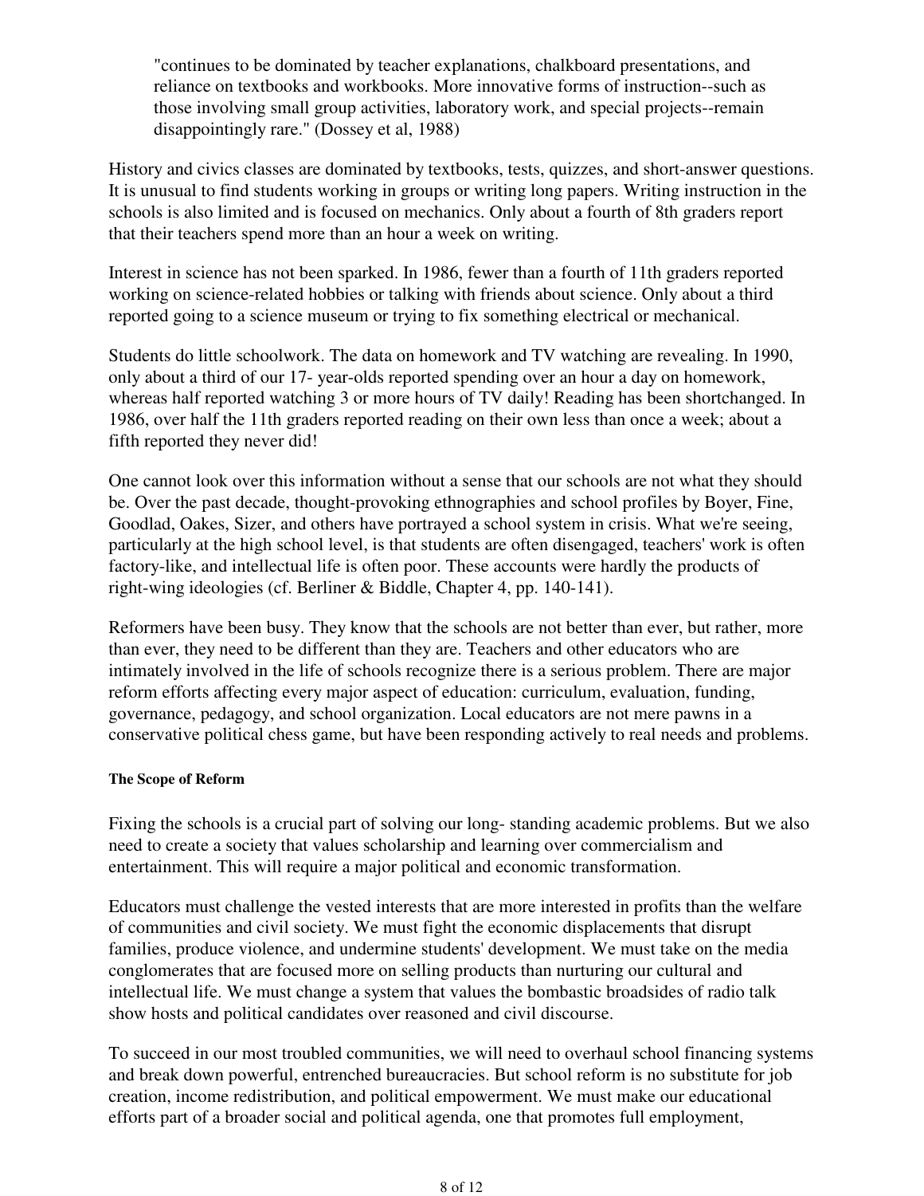> "continues to be dominated by teacher explanations, chalkboard presentations, and reliance on textbooks and workbooks. More innovative forms of instruction--such as those involving small group activities, laboratory work, and special projects--remain disappointingly rare." (Dossey et al, 1988)

History and civics classes are dominated by textbooks, tests, quizzes, and short-answer questions. It is unusual to find students working in groups or writing long papers. Writing instruction in the schools is also limited and is focused on mechanics. Only about a fourth of 8th graders report that their teachers spend more than an hour a week on writing.

Interest in science has not been sparked. In 1986, fewer than a fourth of 11th graders reported working on science-related hobbies or talking with friends about science. Only about a third reported going to a science museum or trying to fix something electrical or mechanical.

Students do little schoolwork. The data on homework and TV watching are revealing. In 1990, only about a third of our 17- year-olds reported spending over an hour a day on homework, whereas half reported watching 3 or more hours of TV daily! Reading has been shortchanged. In 1986, over half the 11th graders reported reading on their own less than once a week; about a fifth reported they never did!

One cannot look over this information without a sense that our schools are not what they should be. Over the past decade, thought-provoking ethnographies and school profiles by Boyer, Fine, Goodlad, Oakes, Sizer, and others have portrayed a school system in crisis. What we're seeing, particularly at the high school level, is that students are often disengaged, teachers' work is often factory-like, and intellectual life is often poor. These accounts were hardly the products of right-wing ideologies (cf. Berliner & Biddle, Chapter 4, pp. 140-141).

Reformers have been busy. They know that the schools are not better than ever, but rather, more than ever, they need to be different than they are. Teachers and other educators who are intimately involved in the life of schools recognize there is a serious problem. There are major reform efforts affecting every major aspect of education: curriculum, evaluation, funding, governance, pedagogy, and school organization. Local educators are not mere pawns in a conservative political chess game, but have been responding actively to real needs and problems.

#### The Scope of Reform

Fixing the schools is a crucial part of solving our long- standing academic problems. But we also need to create a society that values scholarship and learning over commercialism and entertainment. This will require a major political and economic transformation.

Educators must challenge the vested interests that are more interested in profits than the welfare of communities and civil society. We must fight the economic displacements that disrupt families, produce violence, and undermine students' development. We must take on the media conglomerates that are focused more on selling products than nurturing our cultural and intellectual life. We must change a system that values the bombastic broadsides of radio talk show hosts and political candidates over reasoned and civil discourse.

To succeed in our most troubled communities, we will need to overhaul school financing systems and break down powerful, entrenched bureaucracies. But school reform is no substitute for job creation, income redistribution, and political empowerment. We must make our educational efforts part of a broader social and political agenda, one that promotes full employment,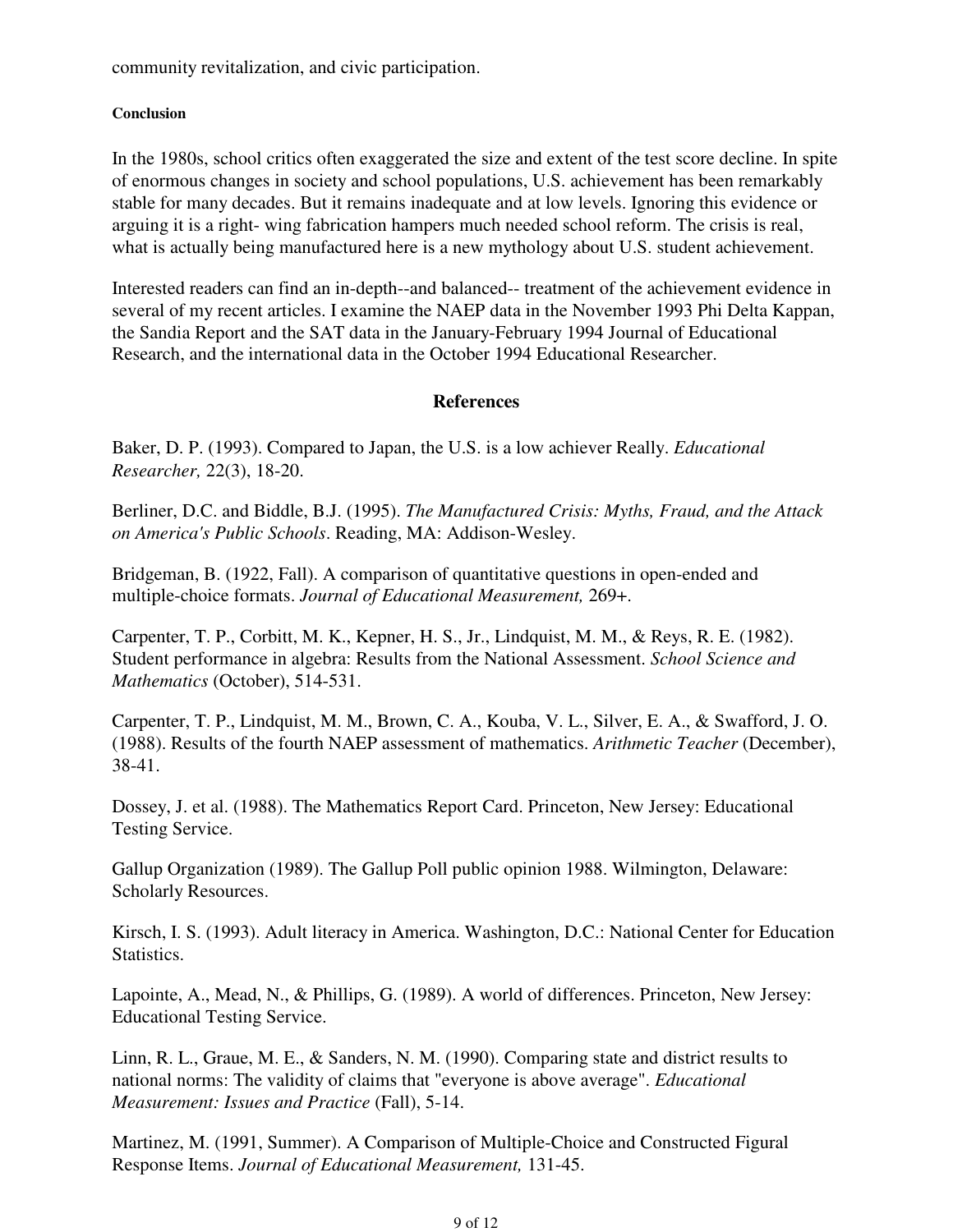community revitalization, and civic participation.

#### Conclusion

In the 1980s, school critics often exaggerated the size and extent of the test score decline. In spite of enormous changes in society and school populations, U.S. achievement has been remarkably stable for many decades. But it remains inadequate and at low levels. Ignoring this evidence or arguing it is a right- wing fabrication hampers much needed school reform. The crisis is real, what is actually being manufactured here is a new mythology about U.S. student achievement.

Interested readers can find an in-depth--and balanced-- treatment of the achievement evidence in several of my recent articles. I examine the NAEP data in the November 1993 Phi Delta Kappan, the Sandia Report and the SAT data in the January-February 1994 Journal of Educational Research, and the international data in the October 1994 Educational Researcher.

## References

Baker, D. P. (1993). Compared to Japan, the U.S. is a low achiever Really. *Educational Researcher,* 22(3), 18-20.

Berliner, D.C. and Biddle, B.J. (1995). *The Manufactured Crisis: Myths, Fraud, and the Attack on America's Public Schools*. Reading, MA: Addison-Wesley.

Bridgeman, B. (1922, Fall). A comparison of quantitative questions in open-ended and multiple-choice formats. *Journal of Educational Measurement,* 269+.

Carpenter, T. P., Corbitt, M. K., Kepner, H. S., Jr., Lindquist, M. M., & Reys, R. E. (1982). Student performance in algebra: Results from the National Assessment. *School Science and Mathematics* (October), 514-531.

Carpenter, T. P., Lindquist, M. M., Brown, C. A., Kouba, V. L., Silver, E. A., & Swafford, J. O. (1988). Results of the fourth NAEP assessment of mathematics. *Arithmetic Teacher* (December), 38-41.

Dossey, J. et al. (1988). The Mathematics Report Card. Princeton, New Jersey: Educational Testing Service.

Gallup Organization (1989). The Gallup Poll public opinion 1988. Wilmington, Delaware: Scholarly Resources.

Kirsch, I. S. (1993). Adult literacy in America. Washington, D.C.: National Center for Education Statistics.

Lapointe, A., Mead, N., & Phillips, G. (1989). A world of differences. Princeton, New Jersey: Educational Testing Service.

Linn, R. L., Graue, M. E., & Sanders, N. M. (1990). Comparing state and district results to national norms: The validity of claims that "everyone is above average". *Educational Measurement: Issues and Practice* (Fall), 5-14.

Martinez, M. (1991, Summer). A Comparison of Multiple-Choice and Constructed Figural Response Items. *Journal of Educational Measurement,* 131-45.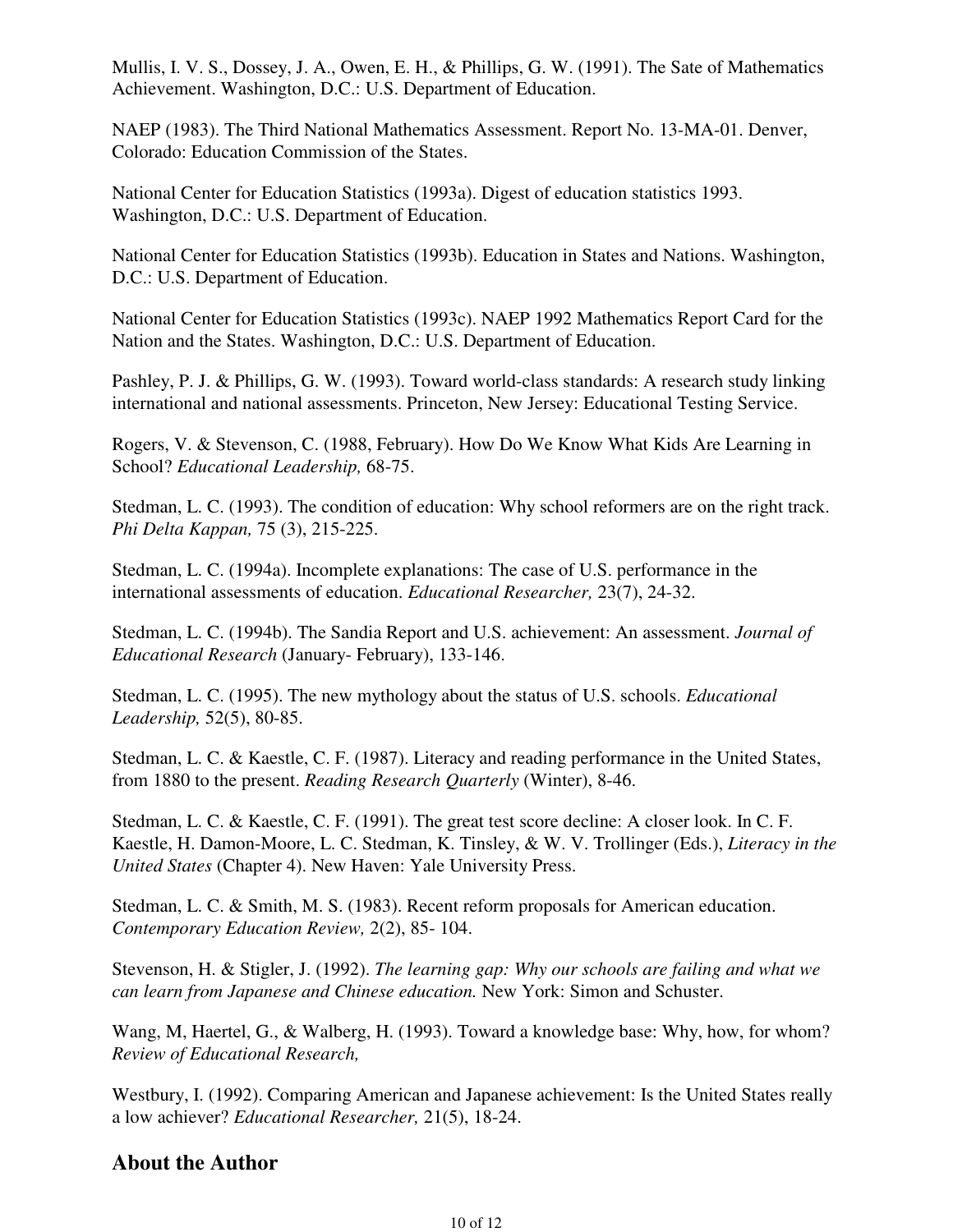Mullis, I. V. S., Dossey, J. A., Owen, E. H., & Phillips, G. W. (1991). The Sate of Mathematics Achievement. Washington, D.C.: U.S. Department of Education.

NAEP (1983). The Third National Mathematics Assessment. Report No. 13-MA-01. Denver, Colorado: Education Commission of the States.

National Center for Education Statistics (1993a). Digest of education statistics 1993. Washington, D.C.: U.S. Department of Education.

National Center for Education Statistics (1993b). Education in States and Nations. Washington, D.C.: U.S. Department of Education.

National Center for Education Statistics (1993c). NAEP 1992 Mathematics Report Card for the Nation and the States. Washington, D.C.: U.S. Department of Education.

Pashley, P. J. & Phillips, G. W. (1993). Toward world-class standards: A research study linking international and national assessments. Princeton, New Jersey: Educational Testing Service.

Rogers, V. & Stevenson, C. (1988, February). How Do We Know What Kids Are Learning in School? *Educational Leadership,* 68-75.

Stedman, L. C. (1993). The condition of education: Why school reformers are on the right track. *Phi Delta Kappan,* 75 (3), 215-225.

Stedman, L. C. (1994a). Incomplete explanations: The case of U.S. performance in the international assessments of education. *Educational Researcher,* 23(7), 24-32.

Stedman, L. C. (1994b). The Sandia Report and U.S. achievement: An assessment. *Journal of Educational Research* (January- February), 133-146.

Stedman, L. C. (1995). The new mythology about the status of U.S. schools. *Educational Leadership,* 52(5), 80-85.

Stedman, L. C. & Kaestle, C. F. (1987). Literacy and reading performance in the United States, from 1880 to the present. *Reading Research Quarterly* (Winter), 8-46.

Stedman, L. C. & Kaestle, C. F. (1991). The great test score decline: A closer look. In C. F. Kaestle, H. Damon-Moore, L. C. Stedman, K. Tinsley, & W. V. Trollinger (Eds.), *Literacy in the United States* (Chapter 4). New Haven: Yale University Press.

Stedman, L. C. & Smith, M. S. (1983). Recent reform proposals for American education. *Contemporary Education Review,* 2(2), 85- 104.

Stevenson, H. & Stigler, J. (1992). *The learning gap: Why our schools are failing and what we can learn from Japanese and Chinese education.* New York: Simon and Schuster.

Wang, M, Haertel, G., & Walberg, H. (1993). Toward a knowledge base: Why, how, for whom? *Review of Educational Research,*

Westbury, I. (1992). Comparing American and Japanese achievement: Is the United States really a low achiever? *Educational Researcher,* 21(5), 18-24.

## About the Author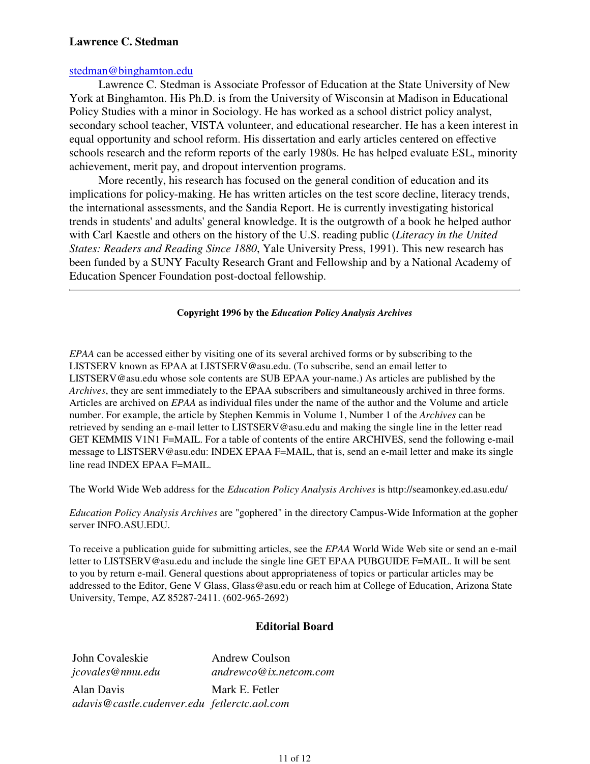### Lawrence C. Stedman

stedman@binghamton.edu

Lawrence C. Stedman is Associate Professor of Education at the State University of New York at Binghamton. His Ph.D. is from the University of Wisconsin at Madison in Educational Policy Studies with a minor in Sociology. He has worked as a school district policy analyst, secondary school teacher, VISTA volunteer, and educational researcher. He has a keen interest in equal opportunity and school reform. His dissertation and early articles centered on effective schools research and the reform reports of the early 1980s. He has helped evaluate ESL, minority achievement, merit pay, and dropout intervention programs.

More recently, his research has focused on the general condition of education and its implications for policy-making. He has written articles on the test score decline, literacy trends, the international assessments, and the Sandia Report. He is currently investigating historical trends in students' and adults' general knowledge. It is the outgrowth of a book he helped author with Carl Kaestle and others on the history of the U.S. reading public (*Literacy in the United States: Readers and Reading Since 1880*, Yale University Press, 1991). This new research has been funded by a SUNY Faculty Research Grant and Fellowship and by a National Academy of Education Spencer Foundation post-doctoal fellowship.

---

**Copyright 1996 by the *Education Policy Analysis Archives***

*EPAA* can be accessed either by visiting one of its several archived forms or by subscribing to the LISTSERV known as EPAA at LISTSERV@asu.edu. (To subscribe, send an email letter to LISTSERV@asu.edu whose sole contents are SUB EPAA your-name.) As articles are published by the *Archives*, they are sent immediately to the EPAA subscribers and simultaneously archived in three forms. Articles are archived on *EPAA* as individual files under the name of the author and the Volume and article number. For example, the article by Stephen Kemmis in Volume 1, Number 1 of the *Archives* can be retrieved by sending an e-mail letter to LISTSERV@asu.edu and making the single line in the letter read GET KEMMIS V1N1 F=MAIL. For a table of contents of the entire ARCHIVES, send the following e-mail message to LISTSERV@asu.edu: INDEX EPAA F=MAIL, that is, send an e-mail letter and make its single line read INDEX EPAA F=MAIL.

The World Wide Web address for the *Education Policy Analysis Archives* is http://seamonkey.ed.asu.edu/

*Education Policy Analysis Archives* are "gophered" in the directory Campus-Wide Information at the gopher server INFO.ASU.EDU.

To receive a publication guide for submitting articles, see the *EPAA* World Wide Web site or send an e-mail letter to LISTSERV@asu.edu and include the single line GET EPAA PUBGUIDE F=MAIL. It will be sent to you by return e-mail. General questions about appropriateness of topics or particular articles may be addressed to the Editor, Gene V Glass, Glass@asu.edu or reach him at College of Education, Arizona State University, Tempe, AZ 85287-2411. (602-965-2692)

### Editorial Board

| | |
|---|---|
| John Covaleskie<br>*jcovales@nmu.edu* | Andrew Coulson<br>*andrewco@ix.netcom.com* |
| Alan Davis<br>*adavis@castle.cudenver.edu* | Mark E. Fetler<br>*fetlerctc.aol.com* |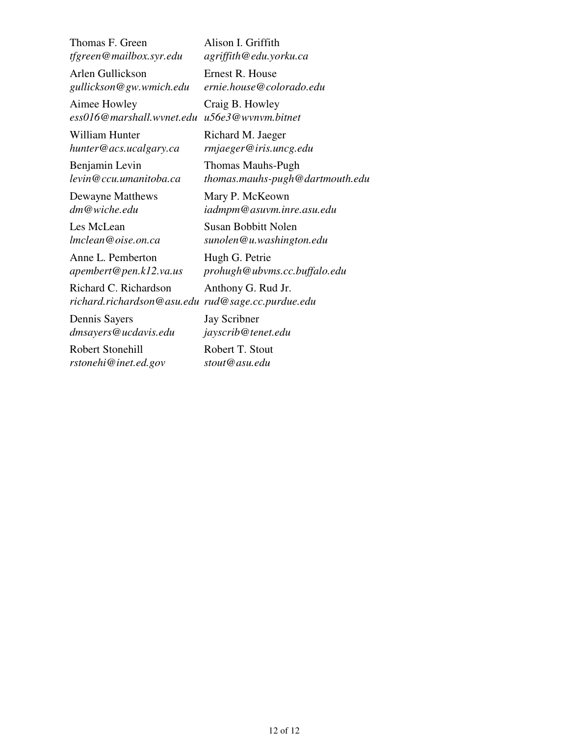Thomas F. Green
*tfgreen@mailbox.syr.edu*

Alison I. Griffith
*agriffith@edu.yorku.ca*

Arlen Gullickson
*gullickson@gw.wmich.edu*

Ernest R. House
*ernie.house@colorado.edu*

Aimee Howley
*ess016@marshall.wvnet.edu*

Craig B. Howley
*u56e3@wvnvm.bitnet*

William Hunter
*hunter@acs.ucalgary.ca*

Richard M. Jaeger
*rmjaeger@iris.uncg.edu*

Benjamin Levin
*levin@ccu.umanitoba.ca*

Thomas Mauhs-Pugh
*thomas.mauhs-pugh@dartmouth.edu*

Dewayne Matthews
*dm@wiche.edu*

Mary P. McKeown
*iadmpm@asuvm.inre.asu.edu*

Les McLean
*lmclean@oise.on.ca*

Susan Bobbitt Nolen
*sunolen@u.washington.edu*

Anne L. Pemberton
*apembert@pen.k12.va.us*

Hugh G. Petrie
*prohugh@ubvms.cc.buffalo.edu*

Richard C. Richardson
*richard.richardson@asu.edu*

Anthony G. Rud Jr.
*rud@sage.cc.purdue.edu*

Dennis Sayers
*dmsayers@ucdavis.edu*

Jay Scribner
*jayscrib@tenet.edu*

Robert Stonehill
*rstonehi@inet.ed.gov*

Robert T. Stout
*stout@asu.edu*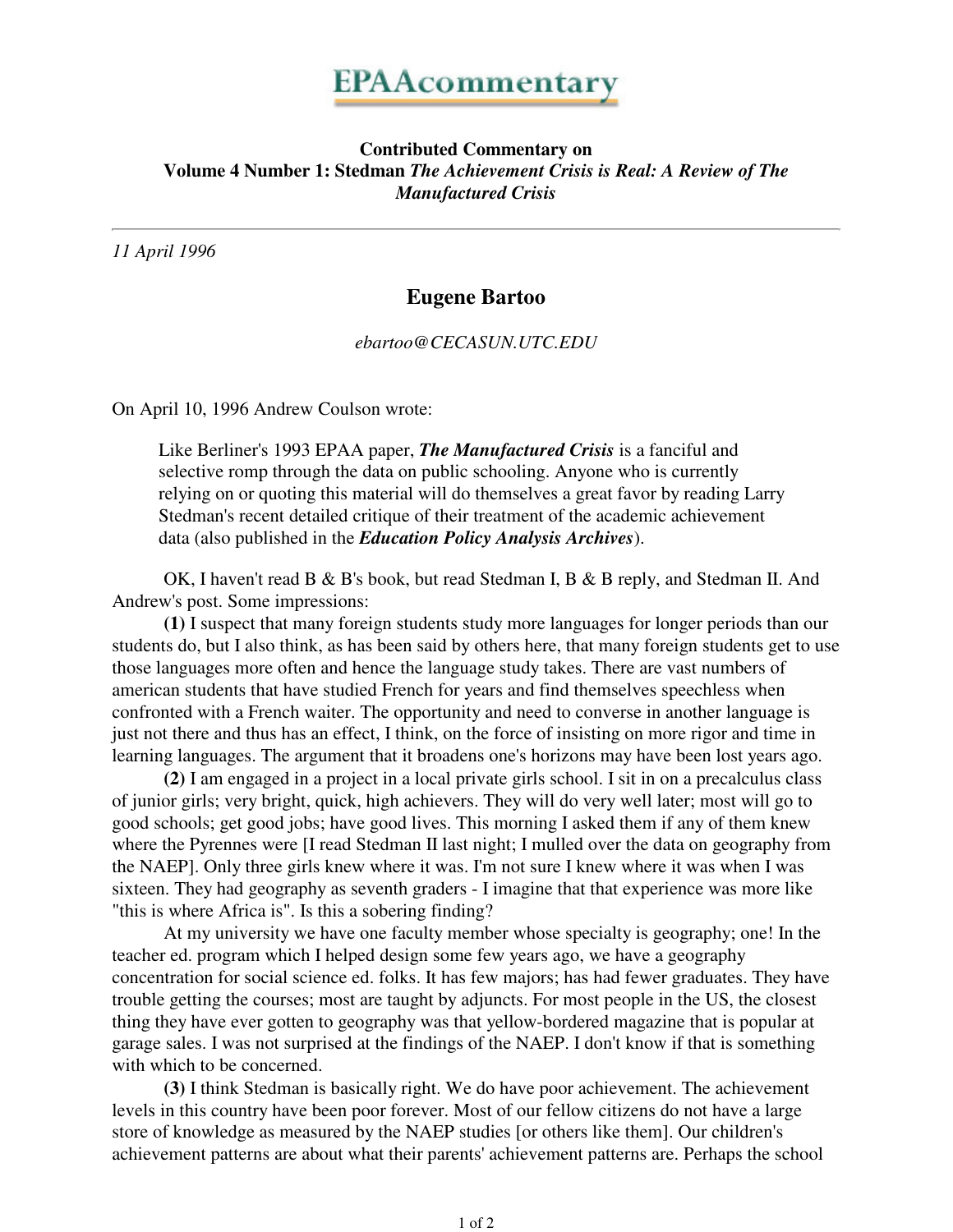# EPAAcommentary

**Contributed Commentary on**
**Volume 4 Number 1: Stedman *The Achievement Crisis is Real: A Review of The Manufactured Crisis***

---

*11 April 1996*

## Eugene Bartoo

*ebartoo@CECASUN.UTC.EDU*

On April 10, 1996 Andrew Coulson wrote:

> Like Berliner's 1993 EPAA paper, ***The Manufactured Crisis*** is a fanciful and selective romp through the data on public schooling. Anyone who is currently relying on or quoting this material will do themselves a great favor by reading Larry Stedman's recent detailed critique of their treatment of the academic achievement data (also published in the ***Education Policy Analysis Archives***).

OK, I haven't read B & B's book, but read Stedman I, B & B reply, and Stedman II. And Andrew's post. Some impressions:

**(1)** I suspect that many foreign students study more languages for longer periods than our students do, but I also think, as has been said by others here, that many foreign students get to use those languages more often and hence the language study takes. There are vast numbers of american students that have studied French for years and find themselves speechless when confronted with a French waiter. The opportunity and need to converse in another language is just not there and thus has an effect, I think, on the force of insisting on more rigor and time in learning languages. The argument that it broadens one's horizons may have been lost years ago.

**(2)** I am engaged in a project in a local private girls school. I sit in on a precalculus class of junior girls; very bright, quick, high achievers. They will do very well later; most will go to good schools; get good jobs; have good lives. This morning I asked them if any of them knew where the Pyrennes were [I read Stedman II last night; I mulled over the data on geography from the NAEP]. Only three girls knew where it was. I'm not sure I knew where it was when I was sixteen. They had geography as seventh graders - I imagine that that experience was more like "this is where Africa is". Is this a sobering finding?

At my university we have one faculty member whose specialty is geography; one! In the teacher ed. program which I helped design some few years ago, we have a geography concentration for social science ed. folks. It has few majors; has had fewer graduates. They have trouble getting the courses; most are taught by adjuncts. For most people in the US, the closest thing they have ever gotten to geography was that yellow-bordered magazine that is popular at garage sales. I was not surprised at the findings of the NAEP. I don't know if that is something with which to be concerned.

**(3)** I think Stedman is basically right. We do have poor achievement. The achievement levels in this country have been poor forever. Most of our fellow citizens do not have a large store of knowledge as measured by the NAEP studies [or others like them]. Our children's achievement patterns are about what their parents' achievement patterns are. Perhaps the school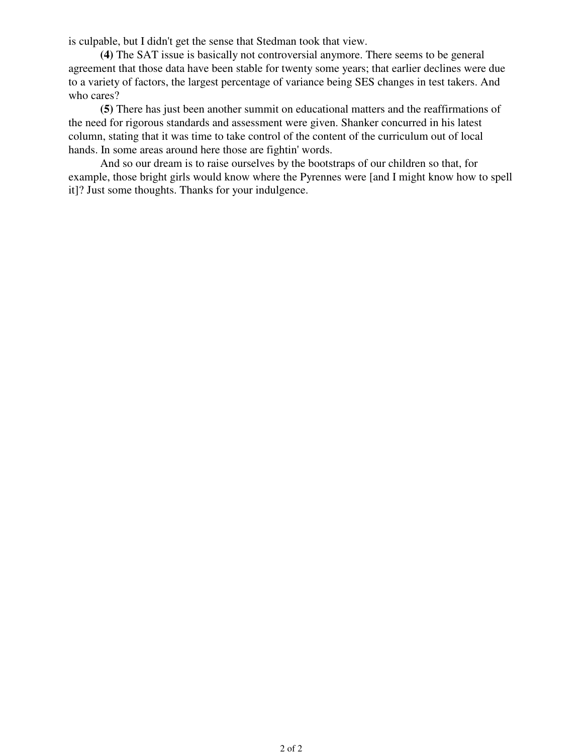is culpable, but I didn't get the sense that Stedman took that view.

**(4)** The SAT issue is basically not controversial anymore. There seems to be general agreement that those data have been stable for twenty some years; that earlier declines were due to a variety of factors, the largest percentage of variance being SES changes in test takers. And who cares?

**(5)** There has just been another summit on educational matters and the reaffirmations of the need for rigorous standards and assessment were given. Shanker concurred in his latest column, stating that it was time to take control of the content of the curriculum out of local hands. In some areas around here those are fightin' words.

And so our dream is to raise ourselves by the bootstraps of our children so that, for example, those bright girls would know where the Pyrennes were [and I might know how to spell it]? Just some thoughts. Thanks for your indulgence.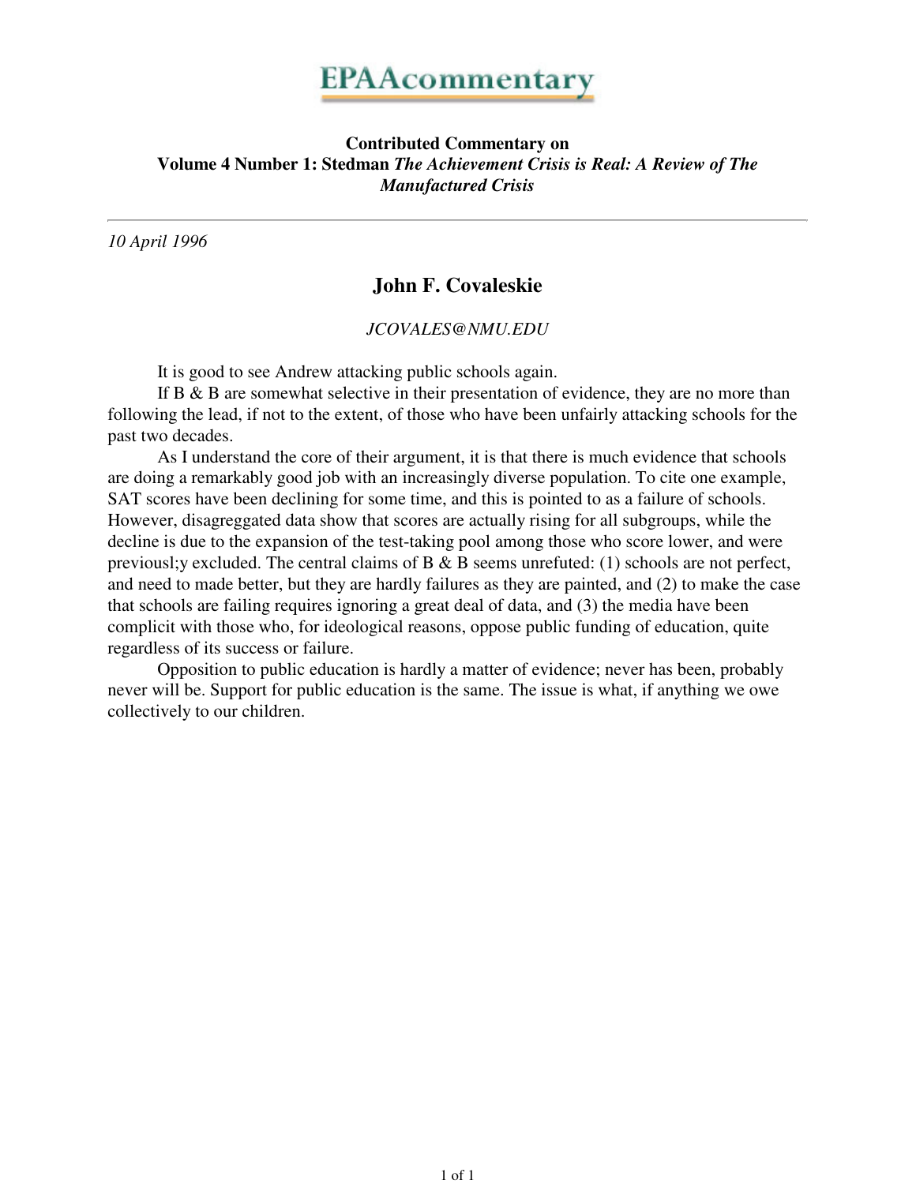EPAAcommentary

**Contributed Commentary on**
**Volume 4 Number 1: Stedman *The Achievement Crisis is Real: A Review of The Manufactured Crisis***

---

*10 April 1996*

## John F. Covaleskie

*JCOVALES@NMU.EDU*

It is good to see Andrew attacking public schools again.

If B & B are somewhat selective in their presentation of evidence, they are no more than following the lead, if not to the extent, of those who have been unfairly attacking schools for the past two decades.

As I understand the core of their argument, it is that there is much evidence that schools are doing a remarkably good job with an increasingly diverse population. To cite one example, SAT scores have been declining for some time, and this is pointed to as a failure of schools. However, disagreggated data show that scores are actually rising for all subgroups, while the decline is due to the expansion of the test-taking pool among those who score lower, and were previousl;y excluded. The central claims of B & B seems unrefuted: (1) schools are not perfect, and need to made better, but they are hardly failures as they are painted, and (2) to make the case that schools are failing requires ignoring a great deal of data, and (3) the media have been complicit with those who, for ideological reasons, oppose public funding of education, quite regardless of its success or failure.

Opposition to public education is hardly a matter of evidence; never has been, probably never will be. Support for public education is the same. The issue is what, if anything we owe collectively to our children.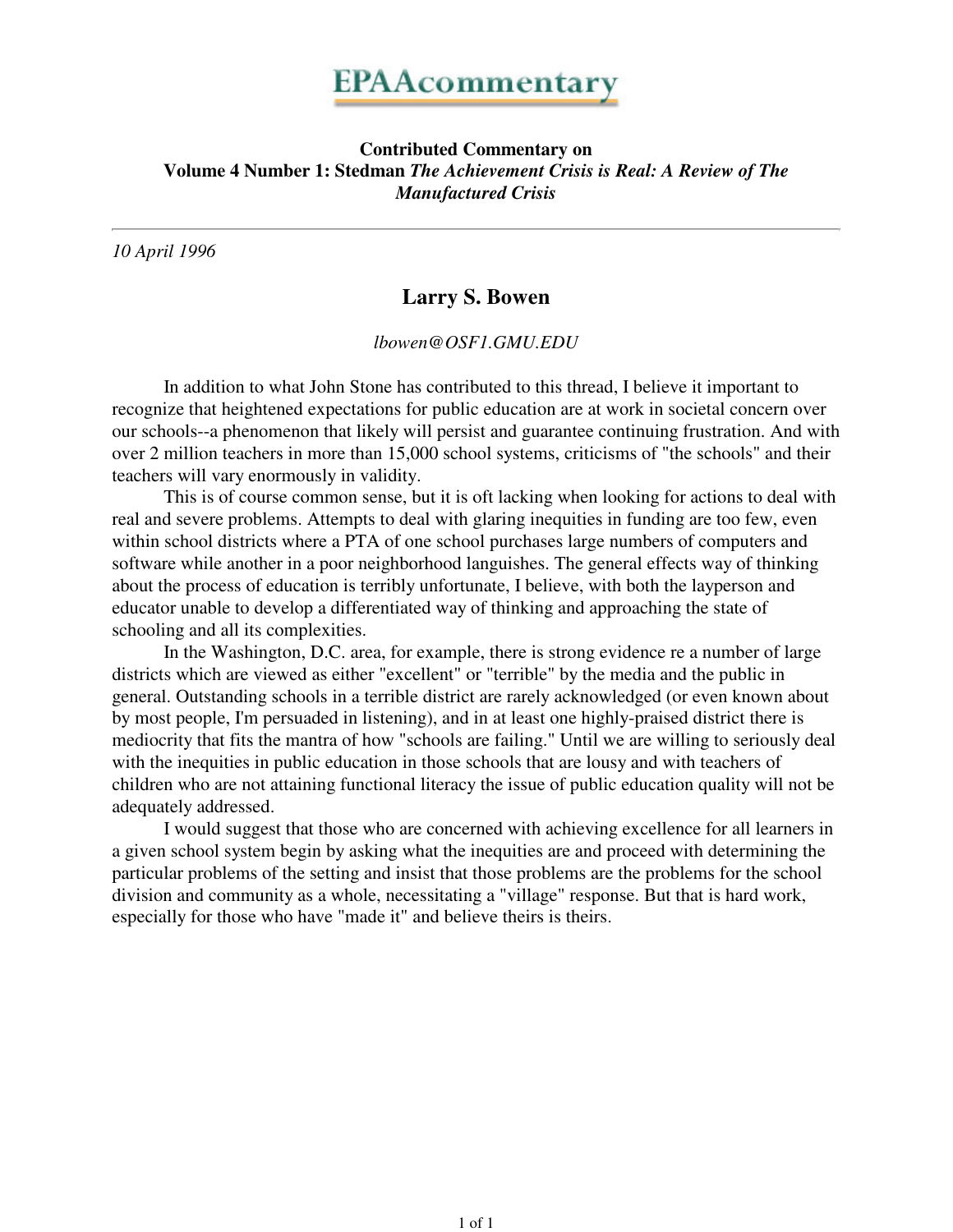# EPAAcommentary

**Contributed Commentary on**
**Volume 4 Number 1: Stedman *The Achievement Crisis is Real: A Review of The Manufactured Crisis***

---

*10 April 1996*

## Larry S. Bowen

*lbowen@OSF1.GMU.EDU*

In addition to what John Stone has contributed to this thread, I believe it important to recognize that heightened expectations for public education are at work in societal concern over our schools--a phenomenon that likely will persist and guarantee continuing frustration. And with over 2 million teachers in more than 15,000 school systems, criticisms of "the schools" and their teachers will vary enormously in validity.

This is of course common sense, but it is oft lacking when looking for actions to deal with real and severe problems. Attempts to deal with glaring inequities in funding are too few, even within school districts where a PTA of one school purchases large numbers of computers and software while another in a poor neighborhood languishes. The general effects way of thinking about the process of education is terribly unfortunate, I believe, with both the layperson and educator unable to develop a differentiated way of thinking and approaching the state of schooling and all its complexities.

In the Washington, D.C. area, for example, there is strong evidence re a number of large districts which are viewed as either "excellent" or "terrible" by the media and the public in general. Outstanding schools in a terrible district are rarely acknowledged (or even known about by most people, I'm persuaded in listening), and in at least one highly-praised district there is mediocrity that fits the mantra of how "schools are failing." Until we are willing to seriously deal with the inequities in public education in those schools that are lousy and with teachers of children who are not attaining functional literacy the issue of public education quality will not be adequately addressed.

I would suggest that those who are concerned with achieving excellence for all learners in a given school system begin by asking what the inequities are and proceed with determining the particular problems of the setting and insist that those problems are the problems for the school division and community as a whole, necessitating a "village" response. But that is hard work, especially for those who have "made it" and believe theirs is theirs.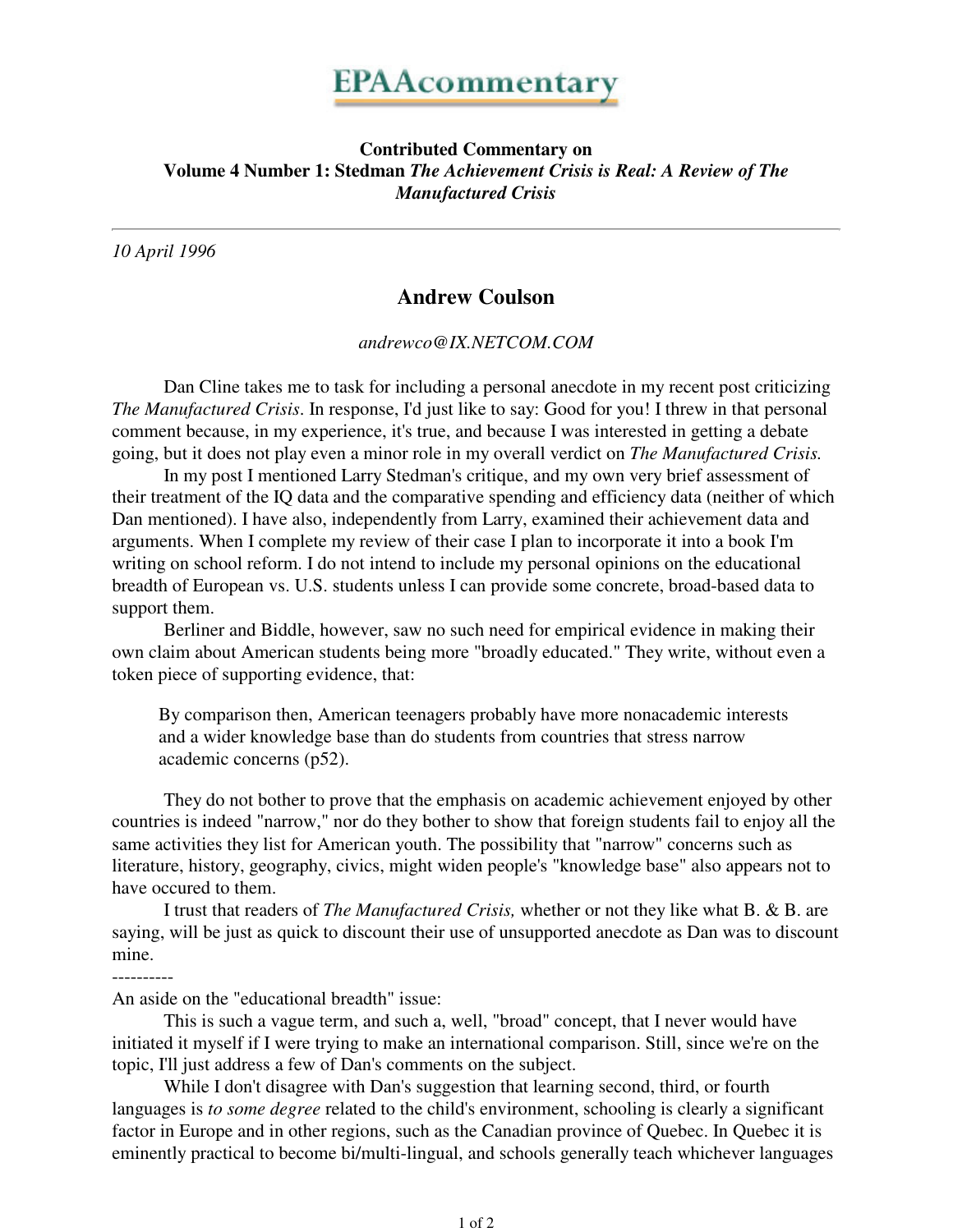EPAAcommentary

**Contributed Commentary on**
**Volume 4 Number 1: Stedman *The Achievement Crisis is Real: A Review of The Manufactured Crisis***

---

*10 April 1996*

## Andrew Coulson

*andrewco@IX.NETCOM.COM*

Dan Cline takes me to task for including a personal anecdote in my recent post criticizing *The Manufactured Crisis*. In response, I'd just like to say: Good for you! I threw in that personal comment because, in my experience, it's true, and because I was interested in getting a debate going, but it does not play even a minor role in my overall verdict on *The Manufactured Crisis.*

In my post I mentioned Larry Stedman's critique, and my own very brief assessment of their treatment of the IQ data and the comparative spending and efficiency data (neither of which Dan mentioned). I have also, independently from Larry, examined their achievement data and arguments. When I complete my review of their case I plan to incorporate it into a book I'm writing on school reform. I do not intend to include my personal opinions on the educational breadth of European vs. U.S. students unless I can provide some concrete, broad-based data to support them.

Berliner and Biddle, however, saw no such need for empirical evidence in making their own claim about American students being more "broadly educated." They write, without even a token piece of supporting evidence, that:

> By comparison then, American teenagers probably have more nonacademic interests and a wider knowledge base than do students from countries that stress narrow academic concerns (p52).

They do not bother to prove that the emphasis on academic achievement enjoyed by other countries is indeed "narrow," nor do they bother to show that foreign students fail to enjoy all the same activities they list for American youth. The possibility that "narrow" concerns such as literature, history, geography, civics, might widen people's "knowledge base" also appears not to have occured to them.

I trust that readers of *The Manufactured Crisis,* whether or not they like what B. & B. are saying, will be just as quick to discount their use of unsupported anecdote as Dan was to discount mine.

----------

An aside on the "educational breadth" issue:

This is such a vague term, and such a, well, "broad" concept, that I never would have initiated it myself if I were trying to make an international comparison. Still, since we're on the topic, I'll just address a few of Dan's comments on the subject.

While I don't disagree with Dan's suggestion that learning second, third, or fourth languages is *to some degree* related to the child's environment, schooling is clearly a significant factor in Europe and in other regions, such as the Canadian province of Quebec. In Quebec it is eminently practical to become bi/multi-lingual, and schools generally teach whichever languages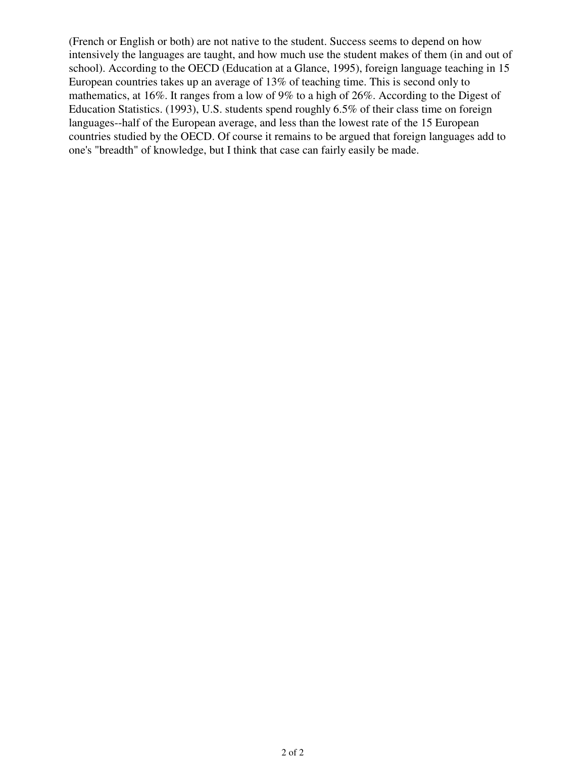(French or English or both) are not native to the student. Success seems to depend on how intensively the languages are taught, and how much use the student makes of them (in and out of school). According to the OECD (Education at a Glance, 1995), foreign language teaching in 15 European countries takes up an average of 13% of teaching time. This is second only to mathematics, at 16%. It ranges from a low of 9% to a high of 26%. According to the Digest of Education Statistics. (1993), U.S. students spend roughly 6.5% of their class time on foreign languages--half of the European average, and less than the lowest rate of the 15 European countries studied by the OECD. Of course it remains to be argued that foreign languages add to one's "breadth" of knowledge, but I think that case can fairly easily be made.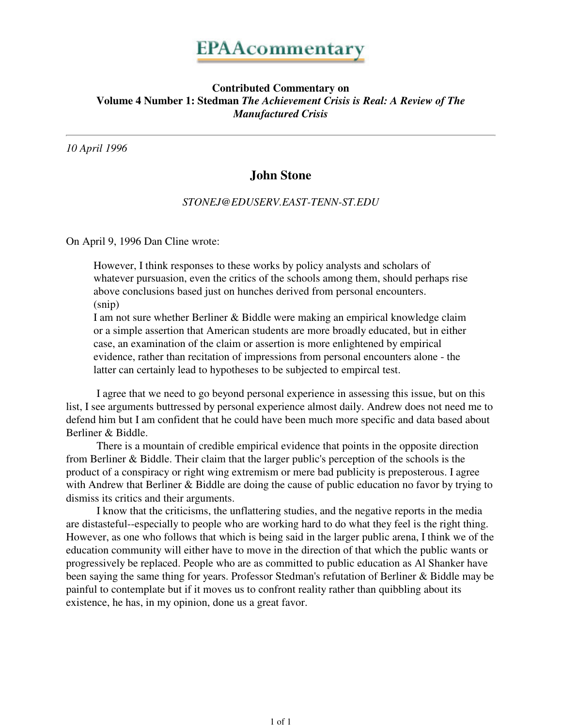# EPAAcommentary

**Contributed Commentary on**
**Volume 4 Number 1: Stedman *The Achievement Crisis is Real: A Review of The Manufactured Crisis***

---

*10 April 1996*

## John Stone

*STONEJ@EDUSERV.EAST-TENN-ST.EDU*

On April 9, 1996 Dan Cline wrote:

> However, I think responses to these works by policy analysts and scholars of whatever pursuasion, even the critics of the schools among them, should perhaps rise above conclusions based just on hunches derived from personal encounters.
> (snip)
> I am not sure whether Berliner & Biddle were making an empirical knowledge claim or a simple assertion that American students are more broadly educated, but in either case, an examination of the claim or assertion is more enlightened by empirical evidence, rather than recitation of impressions from personal encounters alone - the latter can certainly lead to hypotheses to be subjected to empircal test.

I agree that we need to go beyond personal experience in assessing this issue, but on this list, I see arguments buttressed by personal experience almost daily. Andrew does not need me to defend him but I am confident that he could have been much more specific and data based about Berliner & Biddle.

There is a mountain of credible empirical evidence that points in the opposite direction from Berliner & Biddle. Their claim that the larger public's perception of the schools is the product of a conspiracy or right wing extremism or mere bad publicity is preposterous. I agree with Andrew that Berliner & Biddle are doing the cause of public education no favor by trying to dismiss its critics and their arguments.

I know that the criticisms, the unflattering studies, and the negative reports in the media are distasteful--especially to people who are working hard to do what they feel is the right thing. However, as one who follows that which is being said in the larger public arena, I think we of the education community will either have to move in the direction of that which the public wants or progressively be replaced. People who are as committed to public education as Al Shanker have been saying the same thing for years. Professor Stedman's refutation of Berliner & Biddle may be painful to contemplate but if it moves us to confront reality rather than quibbling about its existence, he has, in my opinion, done us a great favor.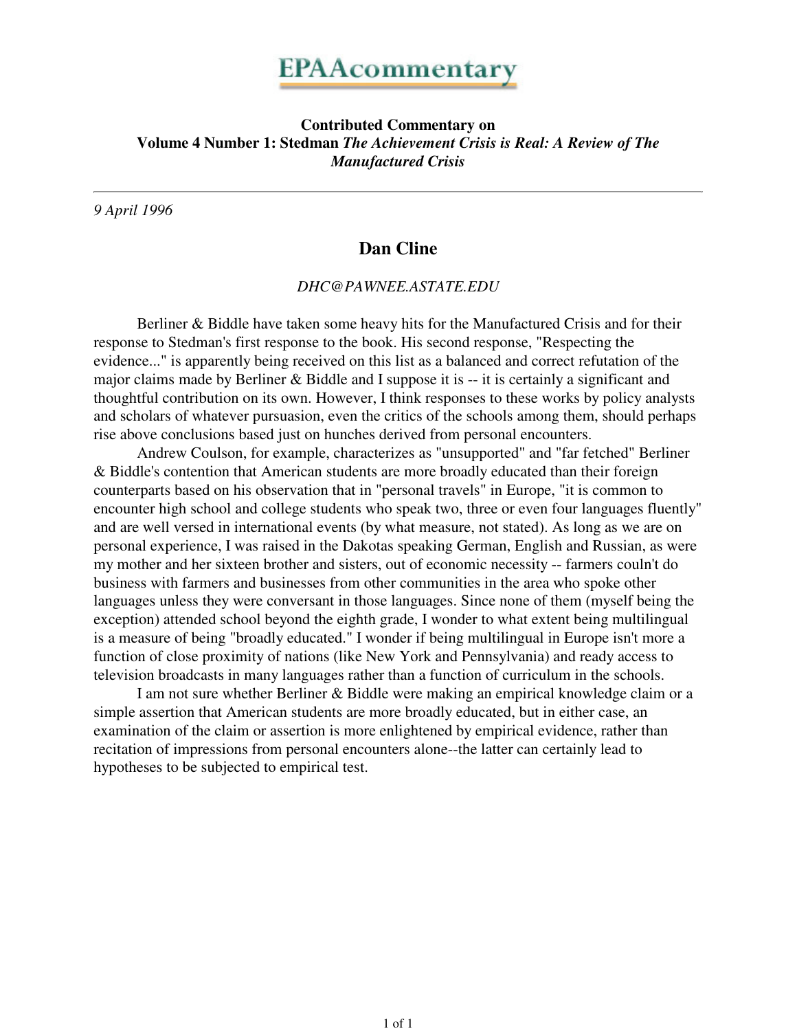# EPAAcommentary

**Contributed Commentary on**
**Volume 4 Number 1: Stedman *The Achievement Crisis is Real: A Review of The Manufactured Crisis***

---

*9 April 1996*

## Dan Cline

*DHC@PAWNEE.ASTATE.EDU*

Berliner & Biddle have taken some heavy hits for the Manufactured Crisis and for their response to Stedman's first response to the book. His second response, "Respecting the evidence..." is apparently being received on this list as a balanced and correct refutation of the major claims made by Berliner & Biddle and I suppose it is -- it is certainly a significant and thoughtful contribution on its own. However, I think responses to these works by policy analysts and scholars of whatever pursuasion, even the critics of the schools among them, should perhaps rise above conclusions based just on hunches derived from personal encounters.

Andrew Coulson, for example, characterizes as "unsupported" and "far fetched" Berliner & Biddle's contention that American students are more broadly educated than their foreign counterparts based on his observation that in "personal travels" in Europe, "it is common to encounter high school and college students who speak two, three or even four languages fluently" and are well versed in international events (by what measure, not stated). As long as we are on personal experience, I was raised in the Dakotas speaking German, English and Russian, as were my mother and her sixteen brother and sisters, out of economic necessity -- farmers couln't do business with farmers and businesses from other communities in the area who spoke other languages unless they were conversant in those languages. Since none of them (myself being the exception) attended school beyond the eighth grade, I wonder to what extent being multilingual is a measure of being "broadly educated." I wonder if being multilingual in Europe isn't more a function of close proximity of nations (like New York and Pennsylvania) and ready access to television broadcasts in many languages rather than a function of curriculum in the schools.

I am not sure whether Berliner & Biddle were making an empirical knowledge claim or a simple assertion that American students are more broadly educated, but in either case, an examination of the claim or assertion is more enlightened by empirical evidence, rather than recitation of impressions from personal encounters alone--the latter can certainly lead to hypotheses to be subjected to empirical test.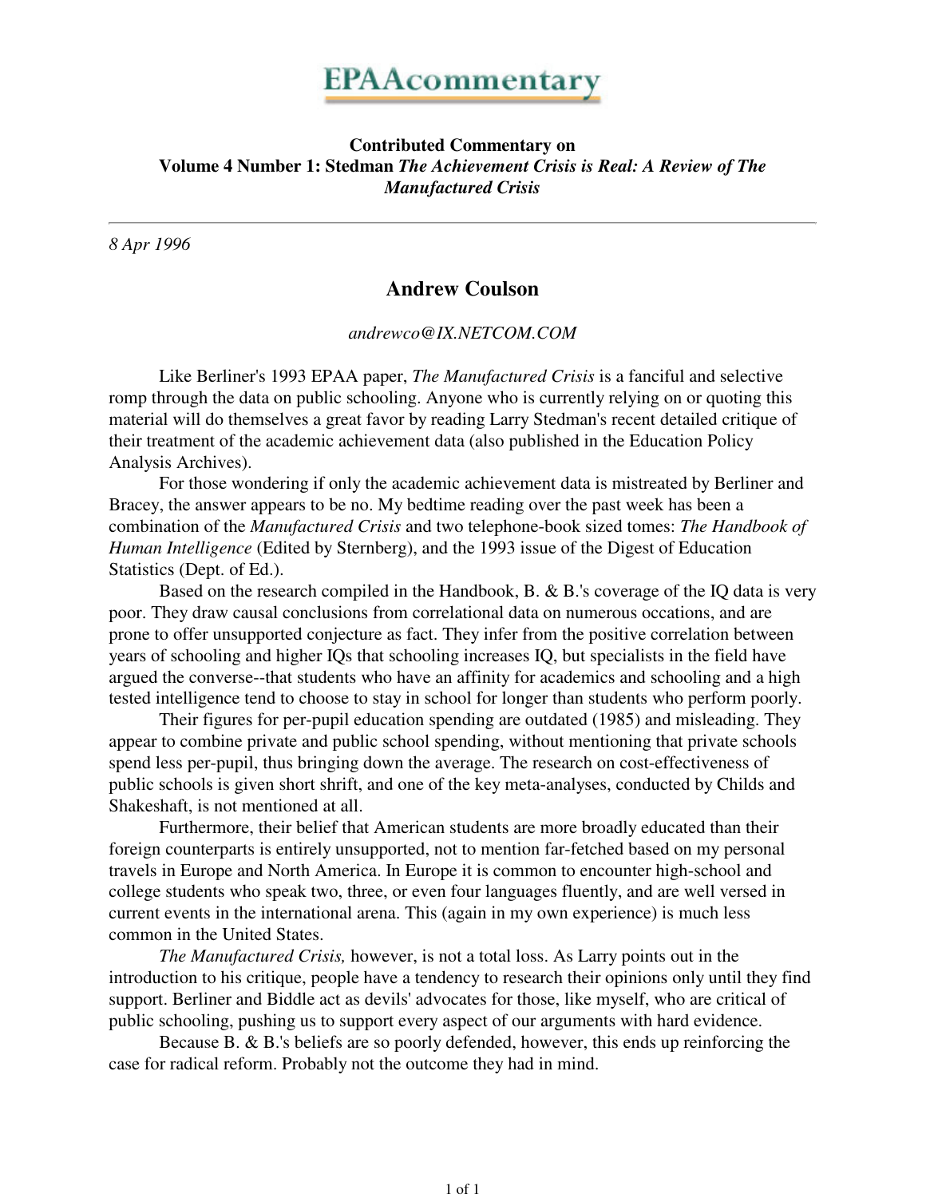# EPAAcommentary

**Contributed Commentary on**
**Volume 4 Number 1: Stedman *The Achievement Crisis is Real: A Review of The Manufactured Crisis***

---

*8 Apr 1996*

## Andrew Coulson

*andrewco@IX.NETCOM.COM*

Like Berliner's 1993 EPAA paper, *The Manufactured Crisis* is a fanciful and selective romp through the data on public schooling. Anyone who is currently relying on or quoting this material will do themselves a great favor by reading Larry Stedman's recent detailed critique of their treatment of the academic achievement data (also published in the Education Policy Analysis Archives).

For those wondering if only the academic achievement data is mistreated by Berliner and Bracey, the answer appears to be no. My bedtime reading over the past week has been a combination of the *Manufactured Crisis* and two telephone-book sized tomes: *The Handbook of Human Intelligence* (Edited by Sternberg), and the 1993 issue of the Digest of Education Statistics (Dept. of Ed.).

Based on the research compiled in the Handbook, B. & B.'s coverage of the IQ data is very poor. They draw causal conclusions from correlational data on numerous occasions, and are prone to offer unsupported conjecture as fact. They infer from the positive correlation between years of schooling and higher IQs that schooling increases IQ, but specialists in the field have argued the converse--that students who have an affinity for academics and schooling and a high tested intelligence tend to choose to stay in school for longer than students who perform poorly.

Their figures for per-pupil education spending are outdated (1985) and misleading. They appear to combine private and public school spending, without mentioning that private schools spend less per-pupil, thus bringing down the average. The research on cost-effectiveness of public schools is given short shrift, and one of the key meta-analyses, conducted by Childs and Shakeshaft, is not mentioned at all.

Furthermore, their belief that American students are more broadly educated than their foreign counterparts is entirely unsupported, not to mention far-fetched based on my personal travels in Europe and North America. In Europe it is common to encounter high-school and college students who speak two, three, or even four languages fluently, and are well versed in current events in the international arena. This (again in my own experience) is much less common in the United States.

*The Manufactured Crisis,* however, is not a total loss. As Larry points out in the introduction to his critique, people have a tendency to research their opinions only until they find support. Berliner and Biddle act as devils' advocates for those, like myself, who are critical of public schooling, pushing us to support every aspect of our arguments with hard evidence.

Because B. & B.'s beliefs are so poorly defended, however, this ends up reinforcing the case for radical reform. Probably not the outcome they had in mind.